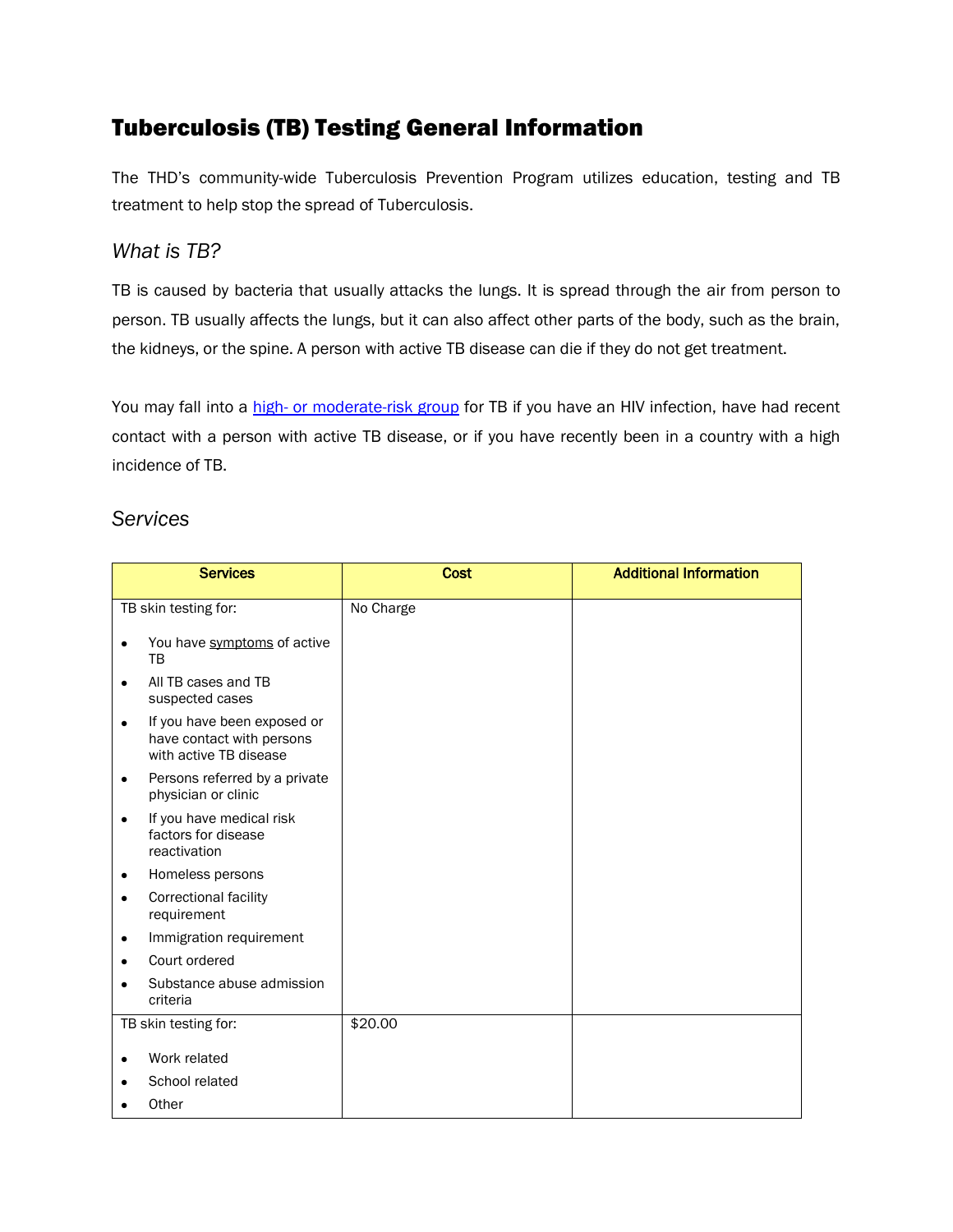# Tuberculosis (TB) Testing General Information

The THD's community-wide Tuberculosis Prevention Program utilizes education, testing and TB treatment to help stop the spread of Tuberculosis.

## *What is TB?*

TB is caused by bacteria that usually attacks the lungs. It is spread through the air from person to person. TB usually affects the lungs, but it can also affect other parts of the body, such as the brain, the kidneys, or the spine. A person with active TB disease can die if they do not get treatment.

You may fall into a high- or moderate-risk group for TB if you have an HIV infection, have had recent contact with a person with active TB disease, or if you have recently been in a country with a high incidence of TB.

## *Services*

| Services | Cost | Additional Information |
|---|---|---|
| TB skin testing for:<br><br>• You have symptoms of active TB<br>• All TB cases and TB suspected cases<br>• If you have been exposed or have contact with persons with active TB disease<br>• Persons referred by a private physician or clinic<br>• If you have medical risk factors for disease reactivation<br>• Homeless persons<br>• Correctional facility requirement<br>• Immigration requirement<br>• Court ordered<br>• Substance abuse admission criteria | No Charge | |
| TB skin testing for:<br><br>• Work related<br>• School related<br>• Other | $20.00 | |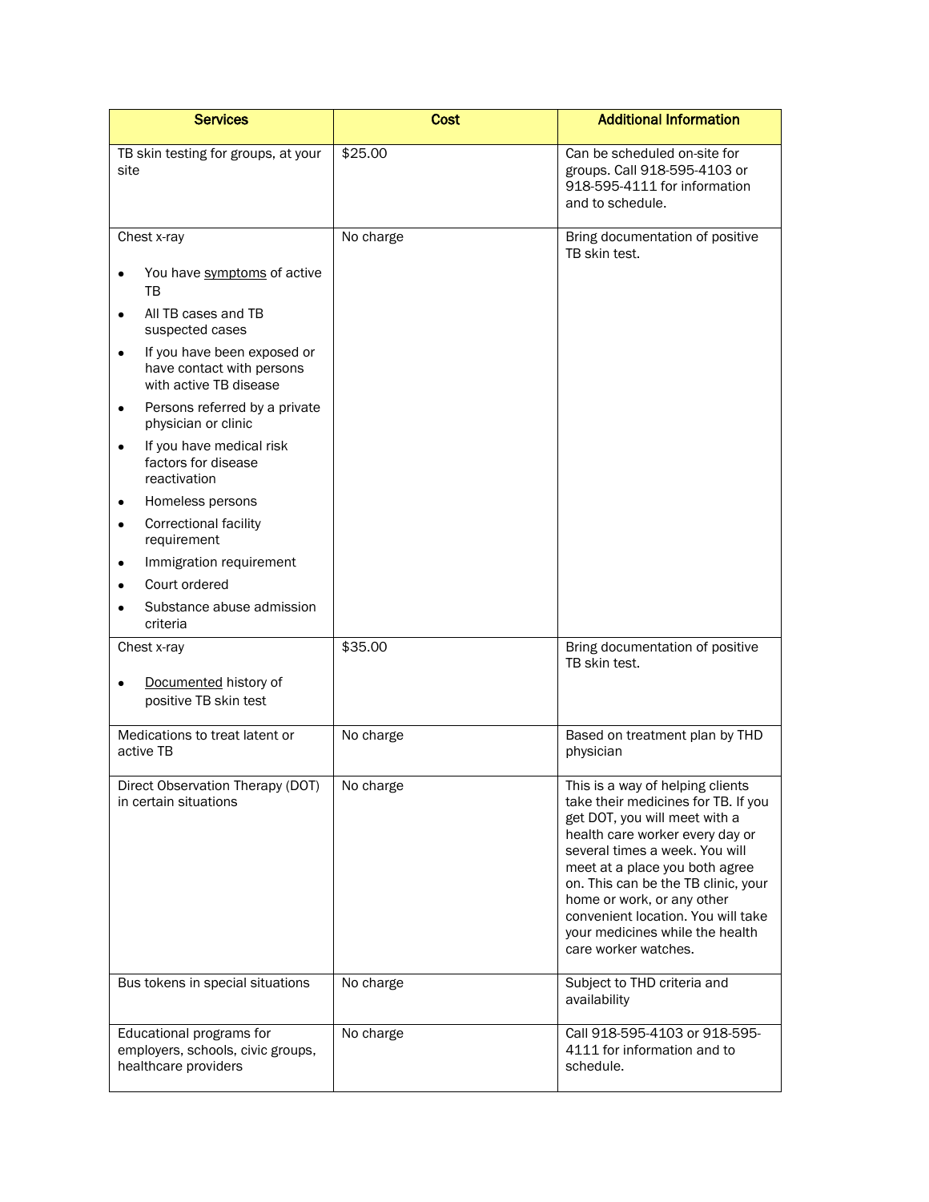| Services | Cost | Additional Information |
|---|---|---|
| TB skin testing for groups, at your site | $25.00 | Can be scheduled on-site for groups. Call 918-595-4103 or 918-595-4111 for information and to schedule. |
| Chest x-ray<br><br>• You have symptoms of active TB<br>• All TB cases and TB suspected cases<br>• If you have been exposed or have contact with persons with active TB disease<br>• Persons referred by a private physician or clinic<br>• If you have medical risk factors for disease reactivation<br>• Homeless persons<br>• Correctional facility requirement<br>• Immigration requirement<br>• Court ordered<br>• Substance abuse admission criteria | No charge | Bring documentation of positive TB skin test. |
| Chest x-ray<br><br>• Documented history of positive TB skin test | $35.00 | Bring documentation of positive TB skin test. |
| Medications to treat latent or active TB | No charge | Based on treatment plan by THD physician |
| Direct Observation Therapy (DOT) in certain situations | No charge | This is a way of helping clients take their medicines for TB. If you get DOT, you will meet with a health care worker every day or several times a week. You will meet at a place you both agree on. This can be the TB clinic, your home or work, or any other convenient location. You will take your medicines while the health care worker watches. |
| Bus tokens in special situations | No charge | Subject to THD criteria and availability |
| Educational programs for employers, schools, civic groups, healthcare providers | No charge | Call 918-595-4103 or 918-595-4111 for information and to schedule. |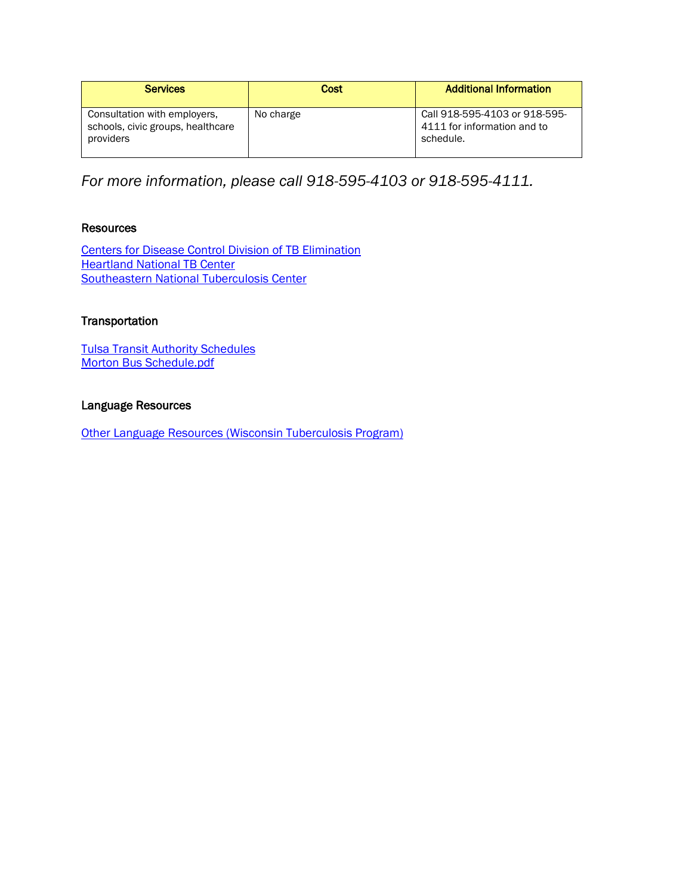| Services | Cost | Additional Information |
|---|---|---|
| Consultation with employers, schools, civic groups, healthcare providers | No charge | Call 918-595-4103 or 918-595-4111 for information and to schedule. |

*For more information, please call 918-595-4103 or 918-595-4111.*

### Resources

[Centers for Disease Control Division of TB Elimination](#)
[Heartland National TB Center](#)
[Southeastern National Tuberculosis Center](#)

### Transportation

[Tulsa Transit Authority Schedules](#)
[Morton Bus Schedule.pdf](#)

### Language Resources

[Other Language Resources (Wisconsin Tuberculosis Program)](#)